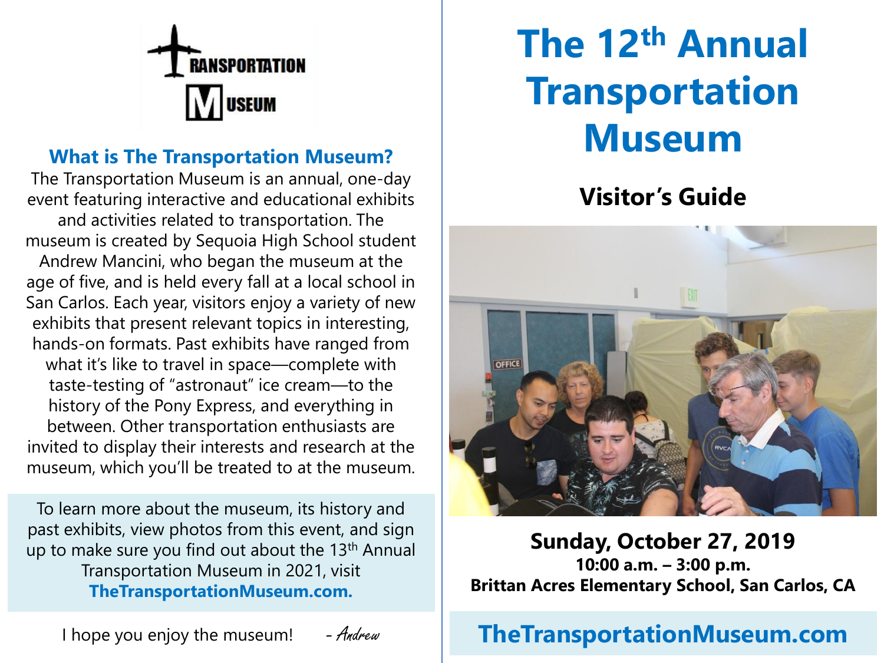TRANSPORTATION MUSEUM

### What is The Transportation Museum?

The Transportation Museum is an annual, one-day event featuring interactive and educational exhibits and activities related to transportation. The museum is created by Sequoia High School student Andrew Mancini, who began the museum at the age of five, and is held every fall at a local school in San Carlos. Each year, visitors enjoy a variety of new exhibits that present relevant topics in interesting, hands-on formats. Past exhibits have ranged from what it's like to travel in space—complete with taste-testing of "astronaut" ice cream—to the history of the Pony Express, and everything in between. Other transportation enthusiasts are invited to display their interests and research at the museum, which you'll be treated to at the museum.

To learn more about the museum, its history and past exhibits, view photos from this event, and sign up to make sure you find out about the 13th Annual Transportation Museum in 2021, visit **TheTransportationMuseum.com.**

I hope you enjoy the museum! - *Andrew*

# The 12th Annual Transportation Museum

## Visitor's Guide

**Sunday, October 27, 2019**
**10:00 a.m. – 3:00 p.m.**
**Brittan Acres Elementary School, San Carlos, CA**

**TheTransportationMuseum.com**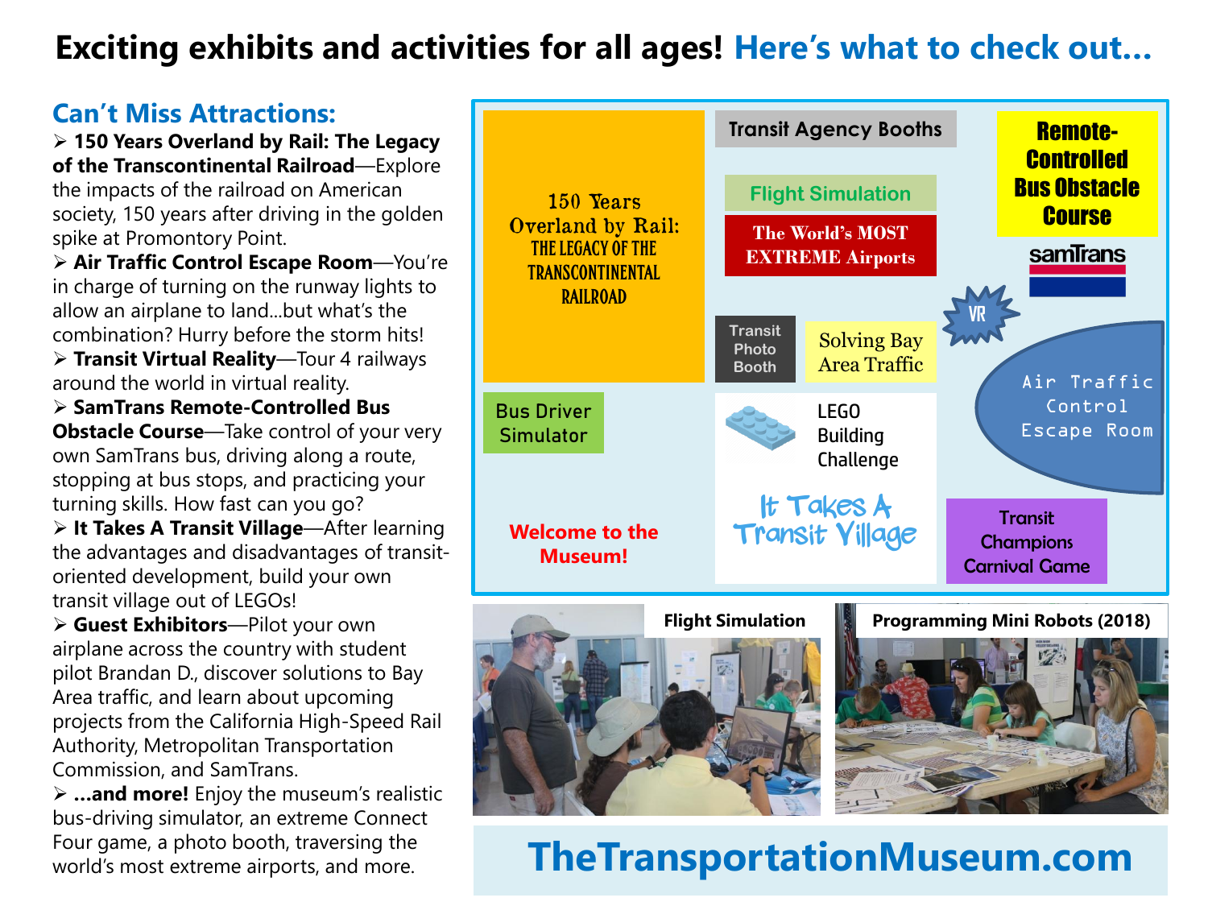# Exciting exhibits and activities for all ages! Here's what to check out…

## Can't Miss Attractions:

- **150 Years Overland by Rail: The Legacy of the Transcontinental Railroad**—Explore the impacts of the railroad on American society, 150 years after driving in the golden spike at Promontory Point.
- **Air Traffic Control Escape Room**—You're in charge of turning on the runway lights to allow an airplane to land…but what's the combination? Hurry before the storm hits!
- **Transit Virtual Reality**—Tour 4 railways around the world in virtual reality.
- **SamTrans Remote-Controlled Bus Obstacle Course**—Take control of your very own SamTrans bus, driving along a route, stopping at bus stops, and practicing your turning skills. How fast can you go?
- **It Takes A Transit Village**—After learning the advantages and disadvantages of transit-oriented development, build your own transit village out of LEGOs!
- **Guest Exhibitors**—Pilot your own airplane across the country with student pilot Brandan D., discover solutions to Bay Area traffic, and learn about upcoming projects from the California High-Speed Rail Authority, Metropolitan Transportation Commission, and SamTrans.
- **…and more!** Enjoy the museum's realistic bus-driving simulator, an extreme Connect Four game, a photo booth, traversing the world's most extreme airports, and more.

150 Years Overland by Rail: THE LEGACY OF THE TRANSCONTINENTAL RAILROAD

Transit Agency Booths

Flight Simulation

The World's MOST EXTREME Airports

Remote-Controlled Bus Obstacle Course

samTrans

VR

Transit Photo Booth

Solving Bay Area Traffic

Air Traffic Control Escape Room

Bus Driver Simulator

LEGO Building Challenge

It Takes A Transit Village

Transit Champions Carnival Game

Welcome to the Museum!

Flight Simulation

Programming Mini Robots (2018)

**TheTransportationMuseum.com**